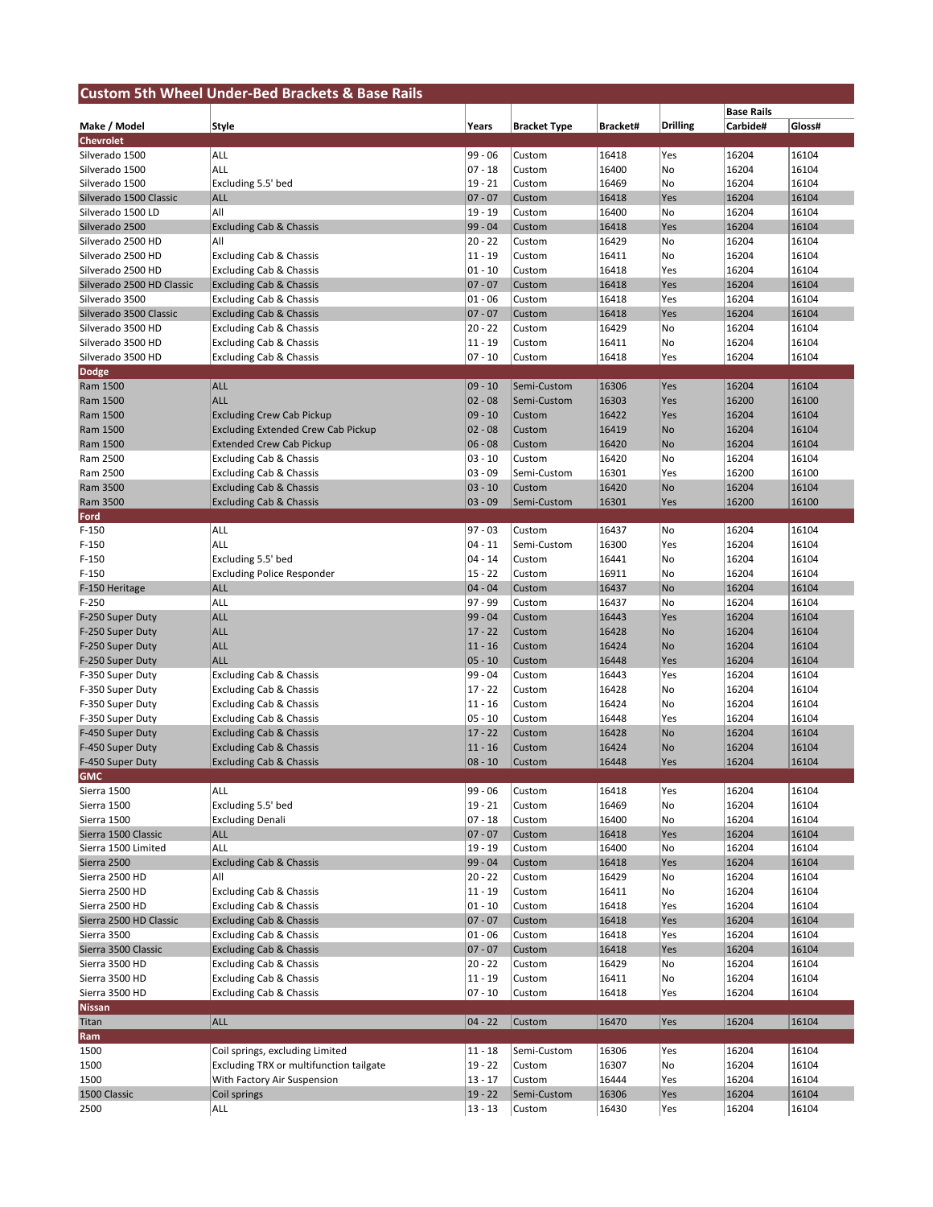## Custom 5th Wheel Under-Bed Brackets & Base Rails

| Make / Model | Style | Years | Bracket Type | Bracket# | Drilling | Base Rails Carbide# | Gloss# |
|---|---|---|---|---|---|---|---|
| **Chevrolet** | | | | | | | |
| Silverado 1500 | ALL | 99 - 06 | Custom | 16418 | Yes | 16204 | 16104 |
| Silverado 1500 | ALL | 07 - 18 | Custom | 16400 | No | 16204 | 16104 |
| Silverado 1500 | Excluding 5.5' bed | 19 - 21 | Custom | 16469 | No | 16204 | 16104 |
| Silverado 1500 Classic | ALL | 07 - 07 | Custom | 16418 | Yes | 16204 | 16104 |
| Silverado 1500 LD | All | 19 - 19 | Custom | 16400 | No | 16204 | 16104 |
| Silverado 2500 | Excluding Cab & Chassis | 99 - 04 | Custom | 16418 | Yes | 16204 | 16104 |
| Silverado 2500 HD | All | 20 - 22 | Custom | 16429 | No | 16204 | 16104 |
| Silverado 2500 HD | Excluding Cab & Chassis | 11 - 19 | Custom | 16411 | No | 16204 | 16104 |
| Silverado 2500 HD | Excluding Cab & Chassis | 01 - 10 | Custom | 16418 | Yes | 16204 | 16104 |
| Silverado 2500 HD Classic | Excluding Cab & Chassis | 07 - 07 | Custom | 16418 | Yes | 16204 | 16104 |
| Silverado 3500 | Excluding Cab & Chassis | 01 - 06 | Custom | 16418 | Yes | 16204 | 16104 |
| Silverado 3500 Classic | Excluding Cab & Chassis | 07 - 07 | Custom | 16418 | Yes | 16204 | 16104 |
| Silverado 3500 HD | Excluding Cab & Chassis | 20 - 22 | Custom | 16429 | No | 16204 | 16104 |
| Silverado 3500 HD | Excluding Cab & Chassis | 11 - 19 | Custom | 16411 | No | 16204 | 16104 |
| Silverado 3500 HD | Excluding Cab & Chassis | 07 - 10 | Custom | 16418 | Yes | 16204 | 16104 |
| **Dodge** | | | | | | | |
| Ram 1500 | ALL | 09 - 10 | Semi-Custom | 16306 | Yes | 16204 | 16104 |
| Ram 1500 | ALL | 02 - 08 | Semi-Custom | 16303 | Yes | 16200 | 16100 |
| Ram 1500 | Excluding Crew Cab Pickup | 09 - 10 | Custom | 16422 | Yes | 16204 | 16104 |
| Ram 1500 | Excluding Extended Crew Cab Pickup | 02 - 08 | Custom | 16419 | No | 16204 | 16104 |
| Ram 1500 | Extended Crew Cab Pickup | 06 - 08 | Custom | 16420 | No | 16204 | 16104 |
| Ram 2500 | Excluding Cab & Chassis | 03 - 10 | Custom | 16420 | No | 16204 | 16104 |
| Ram 2500 | Excluding Cab & Chassis | 03 - 09 | Semi-Custom | 16301 | Yes | 16200 | 16100 |
| Ram 3500 | Excluding Cab & Chassis | 03 - 10 | Custom | 16420 | No | 16204 | 16104 |
| Ram 3500 | Excluding Cab & Chassis | 03 - 09 | Semi-Custom | 16301 | Yes | 16200 | 16100 |
| **Ford** | | | | | | | |
| F-150 | ALL | 97 - 03 | Custom | 16437 | No | 16204 | 16104 |
| F-150 | ALL | 04 - 11 | Semi-Custom | 16300 | Yes | 16204 | 16104 |
| F-150 | Excluding 5.5' bed | 04 - 14 | Custom | 16441 | No | 16204 | 16104 |
| F-150 | Excluding Police Responder | 15 - 22 | Custom | 16911 | No | 16204 | 16104 |
| F-150 Heritage | ALL | 04 - 04 | Custom | 16437 | No | 16204 | 16104 |
| F-250 | ALL | 97 - 99 | Custom | 16437 | No | 16204 | 16104 |
| F-250 Super Duty | ALL | 99 - 04 | Custom | 16443 | Yes | 16204 | 16104 |
| F-250 Super Duty | ALL | 17 - 22 | Custom | 16428 | No | 16204 | 16104 |
| F-250 Super Duty | ALL | 11 - 16 | Custom | 16424 | No | 16204 | 16104 |
| F-250 Super Duty | ALL | 05 - 10 | Custom | 16448 | Yes | 16204 | 16104 |
| F-350 Super Duty | Excluding Cab & Chassis | 99 - 04 | Custom | 16443 | Yes | 16204 | 16104 |
| F-350 Super Duty | Excluding Cab & Chassis | 17 - 22 | Custom | 16428 | No | 16204 | 16104 |
| F-350 Super Duty | Excluding Cab & Chassis | 11 - 16 | Custom | 16424 | No | 16204 | 16104 |
| F-350 Super Duty | Excluding Cab & Chassis | 05 - 10 | Custom | 16448 | Yes | 16204 | 16104 |
| F-450 Super Duty | Excluding Cab & Chassis | 17 - 22 | Custom | 16428 | No | 16204 | 16104 |
| F-450 Super Duty | Excluding Cab & Chassis | 11 - 16 | Custom | 16424 | No | 16204 | 16104 |
| F-450 Super Duty | Excluding Cab & Chassis | 08 - 10 | Custom | 16448 | Yes | 16204 | 16104 |
| **GMC** | | | | | | | |
| Sierra 1500 | ALL | 99 - 06 | Custom | 16418 | Yes | 16204 | 16104 |
| Sierra 1500 | Excluding 5.5' bed | 19 - 21 | Custom | 16469 | No | 16204 | 16104 |
| Sierra 1500 | Excluding Denali | 07 - 18 | Custom | 16400 | No | 16204 | 16104 |
| Sierra 1500 Classic | ALL | 07 - 07 | Custom | 16418 | Yes | 16204 | 16104 |
| Sierra 1500 Limited | ALL | 19 - 19 | Custom | 16400 | No | 16204 | 16104 |
| Sierra 2500 | Excluding Cab & Chassis | 99 - 04 | Custom | 16418 | Yes | 16204 | 16104 |
| Sierra 2500 HD | All | 20 - 22 | Custom | 16429 | No | 16204 | 16104 |
| Sierra 2500 HD | Excluding Cab & Chassis | 11 - 19 | Custom | 16411 | No | 16204 | 16104 |
| Sierra 2500 HD | Excluding Cab & Chassis | 01 - 10 | Custom | 16418 | Yes | 16204 | 16104 |
| Sierra 2500 HD Classic | Excluding Cab & Chassis | 07 - 07 | Custom | 16418 | Yes | 16204 | 16104 |
| Sierra 3500 | Excluding Cab & Chassis | 01 - 06 | Custom | 16418 | Yes | 16204 | 16104 |
| Sierra 3500 Classic | Excluding Cab & Chassis | 07 - 07 | Custom | 16418 | Yes | 16204 | 16104 |
| Sierra 3500 HD | Excluding Cab & Chassis | 20 - 22 | Custom | 16429 | No | 16204 | 16104 |
| Sierra 3500 HD | Excluding Cab & Chassis | 11 - 19 | Custom | 16411 | No | 16204 | 16104 |
| Sierra 3500 HD | Excluding Cab & Chassis | 07 - 10 | Custom | 16418 | Yes | 16204 | 16104 |
| **Nissan** | | | | | | | |
| Titan | ALL | 04 - 22 | Custom | 16470 | Yes | 16204 | 16104 |
| **Ram** | | | | | | | |
| 1500 | Coil springs, excluding Limited | 11 - 18 | Semi-Custom | 16306 | Yes | 16204 | 16104 |
| 1500 | Excluding TRX or multifunction tailgate | 19 - 22 | Custom | 16307 | No | 16204 | 16104 |
| 1500 | With Factory Air Suspension | 13 - 17 | Custom | 16444 | Yes | 16204 | 16104 |
| 1500 Classic | Coil springs | 19 - 22 | Semi-Custom | 16306 | Yes | 16204 | 16104 |
| 2500 | ALL | 13 - 13 | Custom | 16430 | Yes | 16204 | 16104 |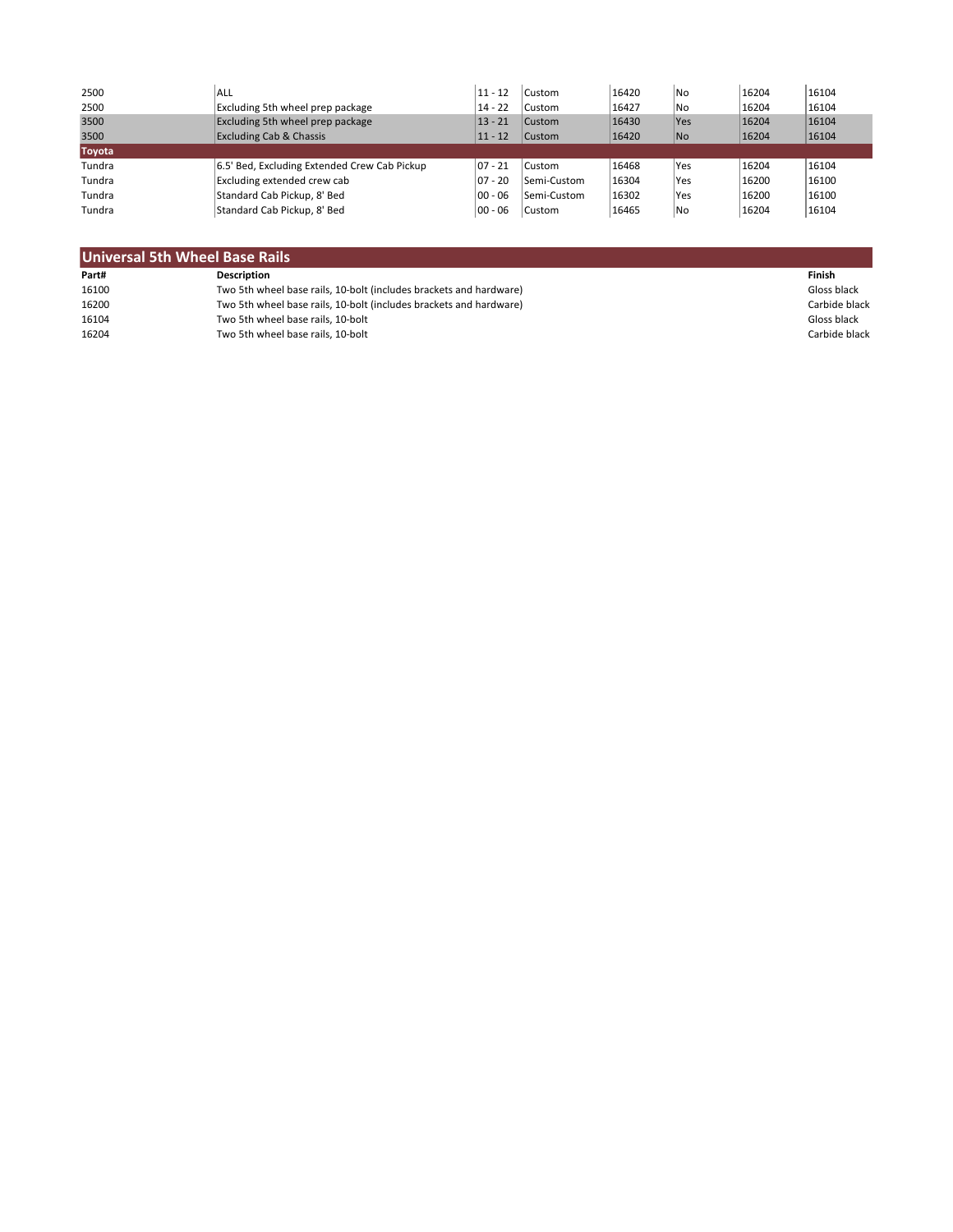| | | | | | | | |
|---|---|---|---|---|---|---|---|
| 2500 | ALL | 11 - 12 | Custom | 16420 | No | 16204 | 16104 |
| 2500 | Excluding 5th wheel prep package | 14 - 22 | Custom | 16427 | No | 16204 | 16104 |
| 3500 | Excluding 5th wheel prep package | 13 - 21 | Custom | 16430 | Yes | 16204 | 16104 |
| 3500 | Excluding Cab & Chassis | 11 - 12 | Custom | 16420 | No | 16204 | 16104 |
| **Toyota** | | | | | | | |
| Tundra | 6.5' Bed, Excluding Extended Crew Cab Pickup | 07 - 21 | Custom | 16468 | Yes | 16204 | 16104 |
| Tundra | Excluding extended crew cab | 07 - 20 | Semi-Custom | 16304 | Yes | 16200 | 16100 |
| Tundra | Standard Cab Pickup, 8' Bed | 00 - 06 | Semi-Custom | 16302 | Yes | 16200 | 16100 |
| Tundra | Standard Cab Pickup, 8' Bed | 00 - 06 | Custom | 16465 | No | 16204 | 16104 |

## Universal 5th Wheel Base Rails

| Part# | Description | Finish |
|---|---|---|
| 16100 | Two 5th wheel base rails, 10-bolt (includes brackets and hardware) | Gloss black |
| 16200 | Two 5th wheel base rails, 10-bolt (includes brackets and hardware) | Carbide black |
| 16104 | Two 5th wheel base rails, 10-bolt | Gloss black |
| 16204 | Two 5th wheel base rails, 10-bolt | Carbide black |